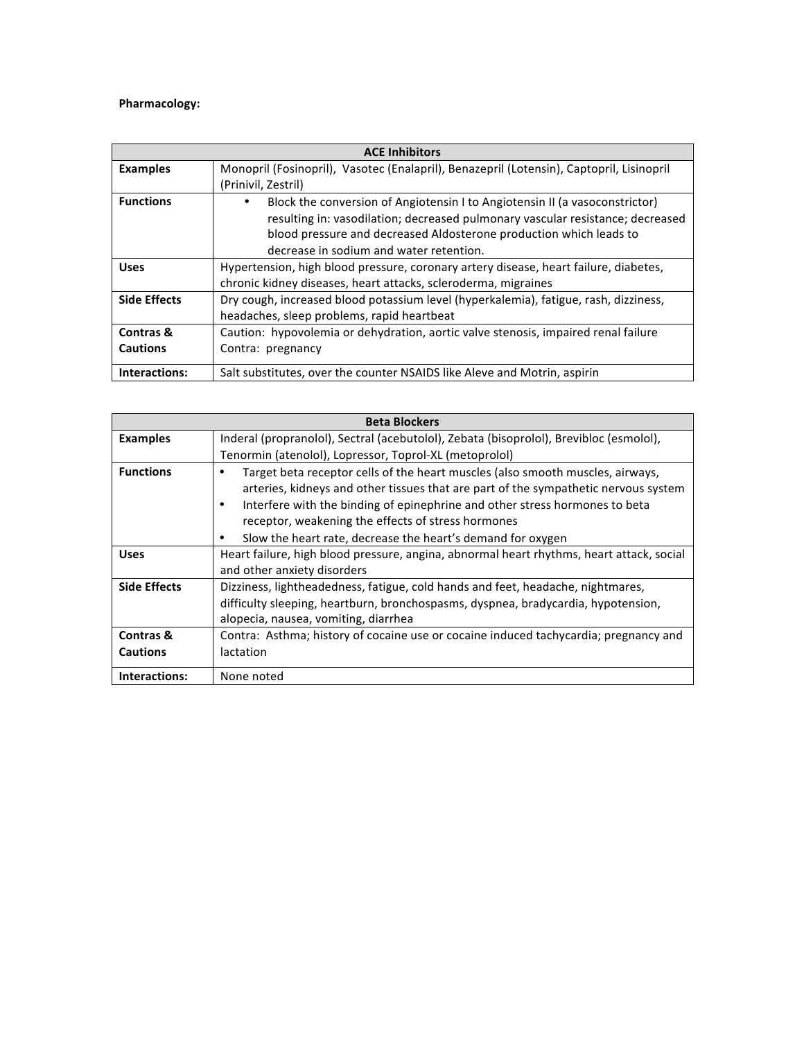**Pharmacology:**

| ACE Inhibitors | |
|---|---|
| **Examples** | Monopril (Fosinopril), Vasotec (Enalapril), Benazepril (Lotensin), Captopril, Lisinopril (Prinivil, Zestril) |
| **Functions** | • Block the conversion of Angiotensin I to Angiotensin II (a vasoconstrictor) resulting in: vasodilation; decreased pulmonary vascular resistance; decreased blood pressure and decreased Aldosterone production which leads to decrease in sodium and water retention. |
| **Uses** | Hypertension, high blood pressure, coronary artery disease, heart failure, diabetes, chronic kidney diseases, heart attacks, scleroderma, migraines |
| **Side Effects** | Dry cough, increased blood potassium level (hyperkalemia), fatigue, rash, dizziness, headaches, sleep problems, rapid heartbeat |
| **Contras & Cautions** | Caution: hypovolemia or dehydration, aortic valve stenosis, impaired renal failure<br>Contra: pregnancy |
| **Interactions:** | Salt substitutes, over the counter NSAIDS like Aleve and Motrin, aspirin |

| Beta Blockers | |
|---|---|
| **Examples** | Inderal (propranolol), Sectral (acebutolol), Zebata (bisoprolol), Brevibloc (esmolol), Tenormin (atenolol), Lopressor, Toprol-XL (metoprolol) |
| **Functions** | • Target beta receptor cells of the heart muscles (also smooth muscles, airways, arteries, kidneys and other tissues that are part of the sympathetic nervous system<br>• Interfere with the binding of epinephrine and other stress hormones to beta receptor, weakening the effects of stress hormones<br>• Slow the heart rate, decrease the heart's demand for oxygen |
| **Uses** | Heart failure, high blood pressure, angina, abnormal heart rhythms, heart attack, social and other anxiety disorders |
| **Side Effects** | Dizziness, lightheadedness, fatigue, cold hands and feet, headache, nightmares, difficulty sleeping, heartburn, bronchospasms, dyspnea, bradycardia, hypotension, alopecia, nausea, vomiting, diarrhea |
| **Contras & Cautions** | Contra: Asthma; history of cocaine use or cocaine induced tachycardia; pregnancy and lactation |
| **Interactions:** | None noted |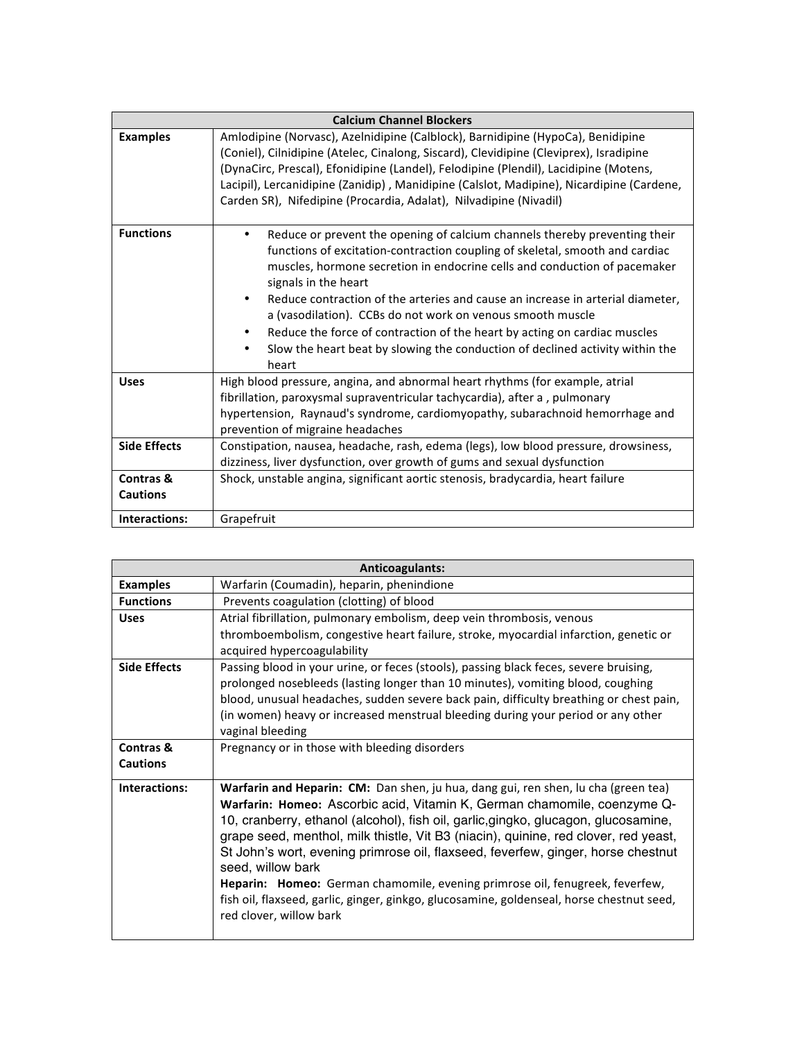| Calcium Channel Blockers | |
|---|---|
| **Examples** | Amlodipine (Norvasc), Azelnidipine (Calblock), Barnidipine (HypoCa), Benidipine (Coniel), Cilnidipine (Atelec, Cinalong, Siscard), Clevidipine (Cleviprex), Isradipine (DynaCirc, Prescal), Efonidipine (Landel), Felodipine (Plendil), Lacidipine (Motens, Lacipil), Lercanidipine (Zanidip) , Manidipine (Calslot, Madipine), Nicardipine (Cardene, Carden SR), Nifedipine (Procardia, Adalat), Nilvadipine (Nivadil) |
| **Functions** | • Reduce or prevent the opening of calcium channels thereby preventing their functions of excitation-contraction coupling of skeletal, smooth and cardiac muscles, hormone secretion in endocrine cells and conduction of pacemaker signals in the heart<br>• Reduce contraction of the arteries and cause an increase in arterial diameter, a (vasodilation). CCBs do not work on venous smooth muscle<br>• Reduce the force of contraction of the heart by acting on cardiac muscles<br>• Slow the heart beat by slowing the conduction of declined activity within the heart |
| **Uses** | High blood pressure, angina, and abnormal heart rhythms (for example, atrial fibrillation, paroxysmal supraventricular tachycardia), after a , pulmonary hypertension, Raynaud's syndrome, cardiomyopathy, subarachnoid hemorrhage and prevention of migraine headaches |
| **Side Effects** | Constipation, nausea, headache, rash, edema (legs), low blood pressure, drowsiness, dizziness, liver dysfunction, over growth of gums and sexual dysfunction |
| **Contras & Cautions** | Shock, unstable angina, significant aortic stenosis, bradycardia, heart failure |
| **Interactions:** | Grapefruit |

| Anticoagulants: | |
|---|---|
| **Examples** | Warfarin (Coumadin), heparin, phenindione |
| **Functions** | Prevents coagulation (clotting) of blood |
| **Uses** | Atrial fibrillation, pulmonary embolism, deep vein thrombosis, venous thromboembolism, congestive heart failure, stroke, myocardial infarction, genetic or acquired hypercoagulability |
| **Side Effects** | Passing blood in your urine, or feces (stools), passing black feces, severe bruising, prolonged nosebleeds (lasting longer than 10 minutes), vomiting blood, coughing blood, unusual headaches, sudden severe back pain, difficulty breathing or chest pain, (in women) heavy or increased menstrual bleeding during your period or any other vaginal bleeding |
| **Contras & Cautions** | Pregnancy or in those with bleeding disorders |
| **Interactions:** | **Warfarin and Heparin: CM:** Dan shen, ju hua, dang gui, ren shen, lu cha (green tea)<br>**Warfarin: Homeo:** Ascorbic acid, Vitamin K, German chamomile, coenzyme Q-10, cranberry, ethanol (alcohol), fish oil, garlic,gingko, glucagon, glucosamine, grape seed, menthol, milk thistle, Vit B3 (niacin), quinine, red clover, red yeast, St John's wort, evening primrose oil, flaxseed, feverfew, ginger, horse chestnut seed, willow bark<br>**Heparin: Homeo:** German chamomile, evening primrose oil, fenugreek, feverfew, fish oil, flaxseed, garlic, ginger, ginkgo, glucosamine, goldenseal, horse chestnut seed, red clover, willow bark |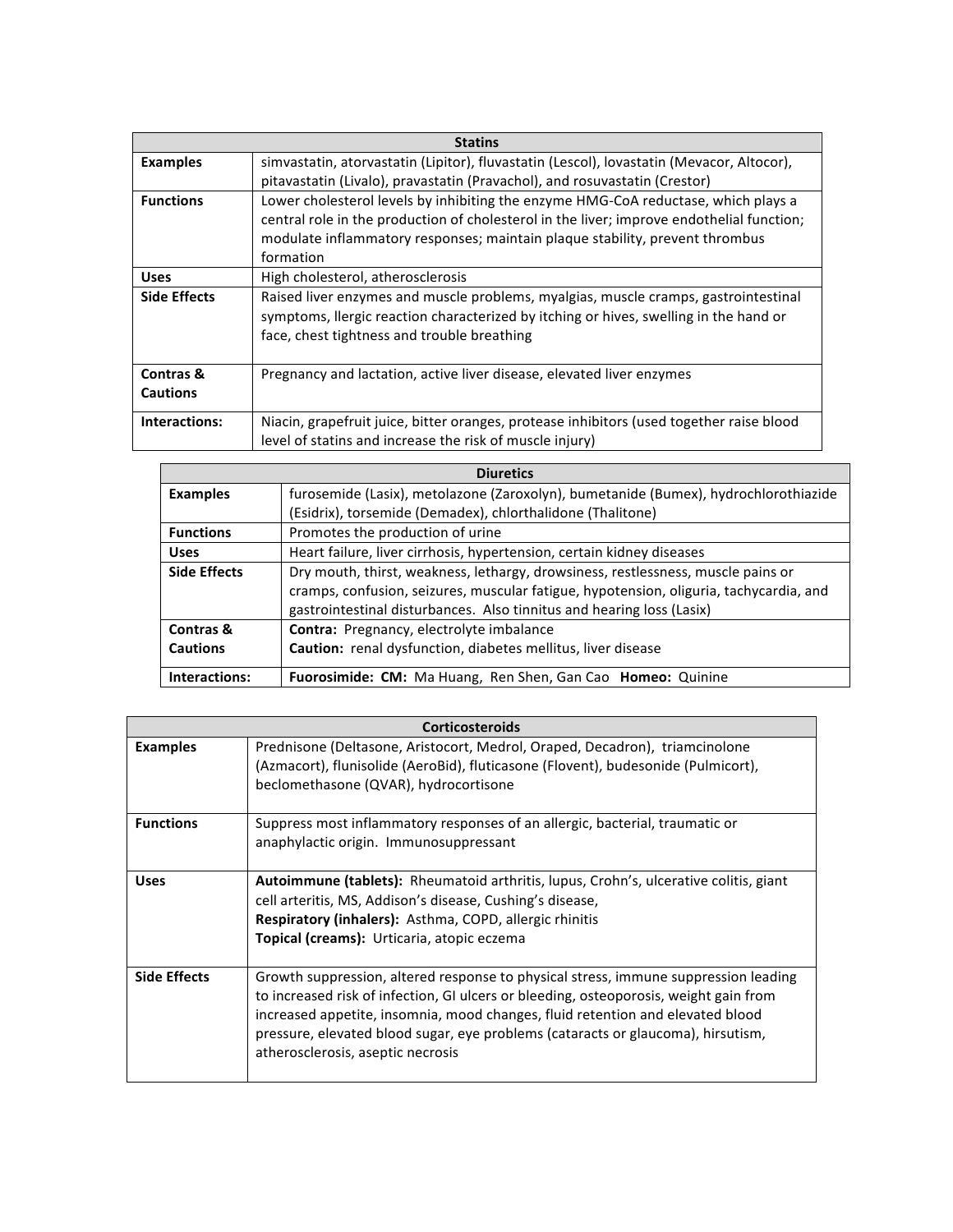| Statins | |
|---|---|
| **Examples** | simvastatin, atorvastatin (Lipitor), fluvastatin (Lescol), lovastatin (Mevacor, Altocor), pitavastatin (Livalo), pravastatin (Pravachol), and rosuvastatin (Crestor) |
| **Functions** | Lower cholesterol levels by inhibiting the enzyme HMG-CoA reductase, which plays a central role in the production of cholesterol in the liver; improve endothelial function; modulate inflammatory responses; maintain plaque stability, prevent thrombus formation |
| **Uses** | High cholesterol, atherosclerosis |
| **Side Effects** | Raised liver enzymes and muscle problems, myalgias, muscle cramps, gastrointestinal symptoms, llergic reaction characterized by itching or hives, swelling in the hand or face, chest tightness and trouble breathing |
| **Contras & Cautions** | Pregnancy and lactation, active liver disease, elevated liver enzymes |
| **Interactions:** | Niacin, grapefruit juice, bitter oranges, protease inhibitors (used together raise blood level of statins and increase the risk of muscle injury) |

| Diuretics | |
|---|---|
| **Examples** | furosemide (Lasix), metolazone (Zaroxolyn), bumetanide (Bumex), hydrochlorothiazide (Esidrix), torsemide (Demadex), chlorthalidone (Thalitone) |
| **Functions** | Promotes the production of urine |
| **Uses** | Heart failure, liver cirrhosis, hypertension, certain kidney diseases |
| **Side Effects** | Dry mouth, thirst, weakness, lethargy, drowsiness, restlessness, muscle pains or cramps, confusion, seizures, muscular fatigue, hypotension, oliguria, tachycardia, and gastrointestinal disturbances. Also tinnitus and hearing loss (Lasix) |
| **Contras & Cautions** | **Contra:** Pregnancy, electrolyte imbalance<br>**Caution:** renal dysfunction, diabetes mellitus, liver disease |
| **Interactions:** | **Fuorosimide: CM:** Ma Huang, Ren Shen, Gan Cao **Homeo:** Quinine |

| Corticosteroids | |
|---|---|
| **Examples** | Prednisone (Deltasone, Aristocort, Medrol, Oraped, Decadron), triamcinolone (Azmacort), flunisolide (AeroBid), fluticasone (Flovent), budesonide (Pulmicort), beclomethasone (QVAR), hydrocortisone |
| **Functions** | Suppress most inflammatory responses of an allergic, bacterial, traumatic or anaphylactic origin. Immunosuppressant |
| **Uses** | **Autoimmune (tablets):** Rheumatoid arthritis, lupus, Crohn's, ulcerative colitis, giant cell arteritis, MS, Addison's disease, Cushing's disease,<br>**Respiratory (inhalers):** Asthma, COPD, allergic rhinitis<br>**Topical (creams):** Urticaria, atopic eczema |
| **Side Effects** | Growth suppression, altered response to physical stress, immune suppression leading to increased risk of infection, GI ulcers or bleeding, osteoporosis, weight gain from increased appetite, insomnia, mood changes, fluid retention and elevated blood pressure, elevated blood sugar, eye problems (cataracts or glaucoma), hirsutism, atherosclerosis, aseptic necrosis |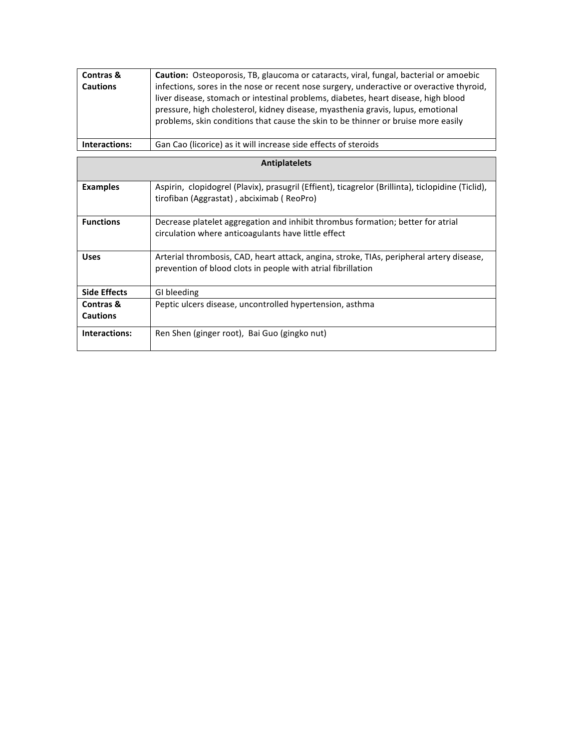| Contras & Cautions | **Caution:** Osteoporosis, TB, glaucoma or cataracts, viral, fungal, bacterial or amoebic infections, sores in the nose or recent nose surgery, underactive or overactive thyroid, liver disease, stomach or intestinal problems, diabetes, heart disease, high blood pressure, high cholesterol, kidney disease, myasthenia gravis, lupus, emotional problems, skin conditions that cause the skin to be thinner or bruise more easily |
|---|---|
| **Interactions:** | Gan Cao (licorice) as it will increase side effects of steroids |

| **Antiplatelets** | |
|---|---|
| **Examples** | Aspirin, clopidogrel (Plavix), prasugril (Effient), ticagrelor (Brillinta), ticlopidine (Ticlid), tirofiban (Aggrastat) , abciximab ( ReoPro) |
| **Functions** | Decrease platelet aggregation and inhibit thrombus formation; better for atrial circulation where anticoagulants have little effect |
| **Uses** | Arterial thrombosis, CAD, heart attack, angina, stroke, TIAs, peripheral artery disease, prevention of blood clots in people with atrial fibrillation |
| **Side Effects** | GI bleeding |
| **Contras & Cautions** | Peptic ulcers disease, uncontrolled hypertension, asthma |
| **Interactions:** | Ren Shen (ginger root), Bai Guo (gingko nut) |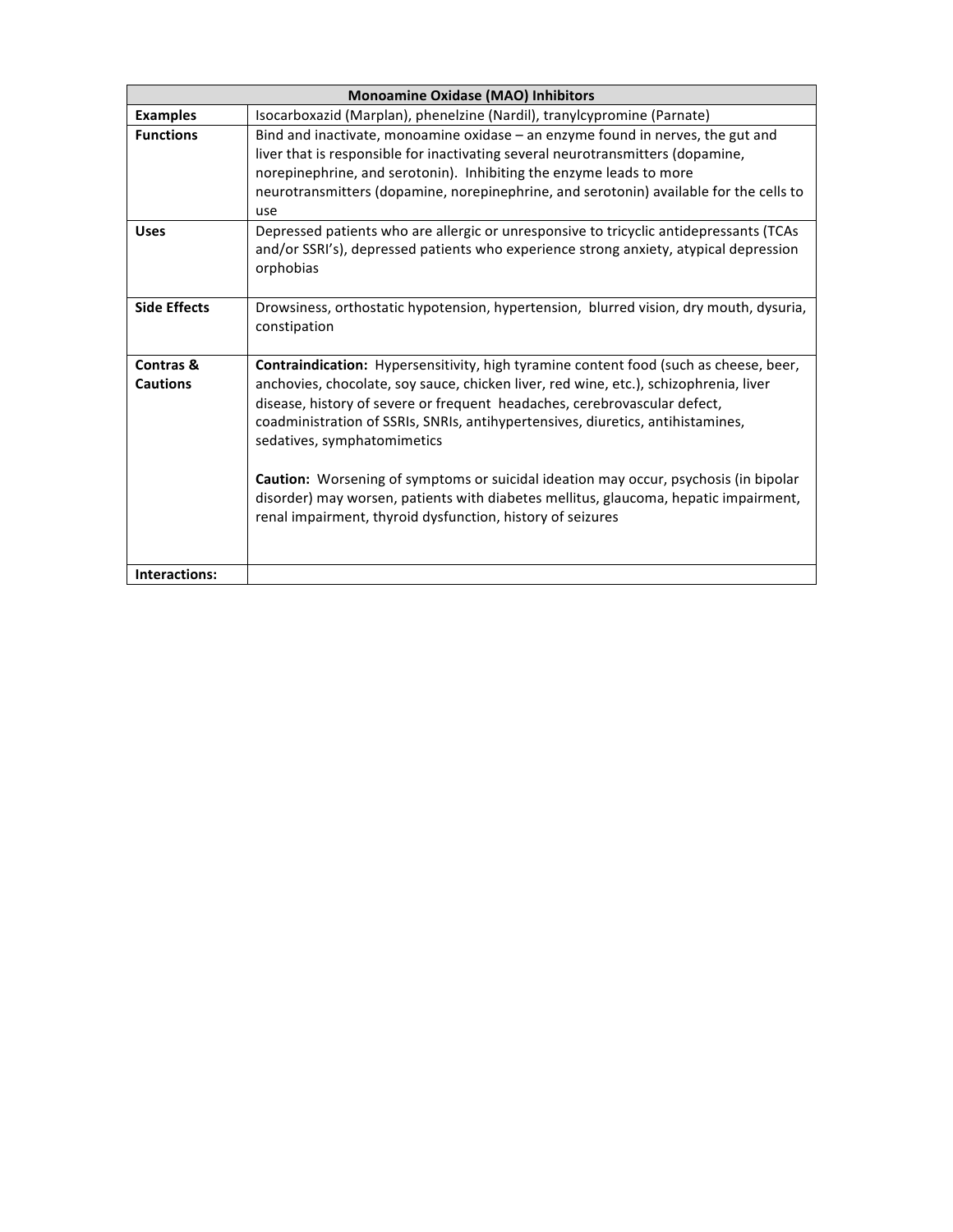| Monoamine Oxidase (MAO) Inhibitors | |
|---|---|
| **Examples** | Isocarboxazid (Marplan), phenelzine (Nardil), tranylcypromine (Parnate) |
| **Functions** | Bind and inactivate, monoamine oxidase – an enzyme found in nerves, the gut and liver that is responsible for inactivating several neurotransmitters (dopamine, norepinephrine, and serotonin). Inhibiting the enzyme leads to more neurotransmitters (dopamine, norepinephrine, and serotonin) available for the cells to use |
| **Uses** | Depressed patients who are allergic or unresponsive to tricyclic antidepressants (TCAs and/or SSRI's), depressed patients who experience strong anxiety, atypical depression orphobias |
| **Side Effects** | Drowsiness, orthostatic hypotension, hypertension, blurred vision, dry mouth, dysuria, constipation |
| **Contras & Cautions** | **Contraindication:** Hypersensitivity, high tyramine content food (such as cheese, beer, anchovies, chocolate, soy sauce, chicken liver, red wine, etc.), schizophrenia, liver disease, history of severe or frequent headaches, cerebrovascular defect, coadministration of SSRIs, SNRIs, antihypertensives, diuretics, antihistamines, sedatives, symphatomimetics<br><br>**Caution:** Worsening of symptoms or suicidal ideation may occur, psychosis (in bipolar disorder) may worsen, patients with diabetes mellitus, glaucoma, hepatic impairment, renal impairment, thyroid dysfunction, history of seizures |
| **Interactions:** | |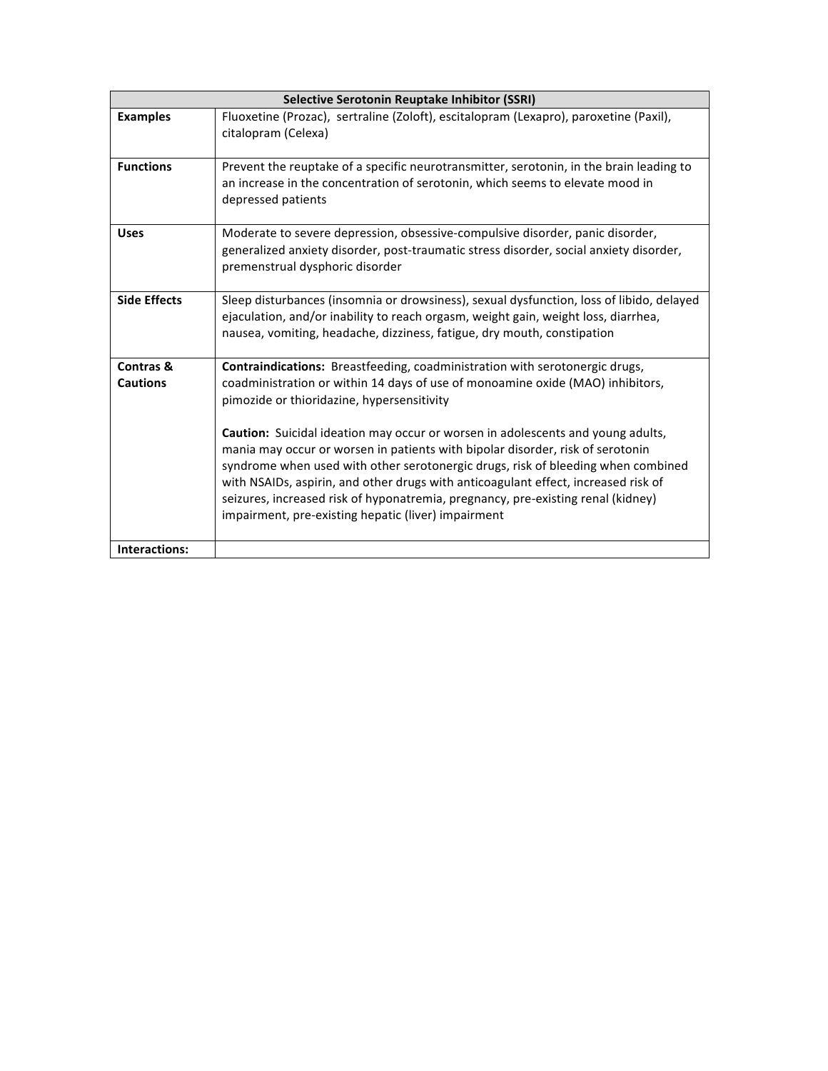| Selective Serotonin Reuptake Inhibitor (SSRI) | |
|---|---|
| **Examples** | Fluoxetine (Prozac), sertraline (Zoloft), escitalopram (Lexapro), paroxetine (Paxil), citalopram (Celexa) |
| **Functions** | Prevent the reuptake of a specific neurotransmitter, serotonin, in the brain leading to an increase in the concentration of serotonin, which seems to elevate mood in depressed patients |
| **Uses** | Moderate to severe depression, obsessive-compulsive disorder, panic disorder, generalized anxiety disorder, post-traumatic stress disorder, social anxiety disorder, premenstrual dysphoric disorder |
| **Side Effects** | Sleep disturbances (insomnia or drowsiness), sexual dysfunction, loss of libido, delayed ejaculation, and/or inability to reach orgasm, weight gain, weight loss, diarrhea, nausea, vomiting, headache, dizziness, fatigue, dry mouth, constipation |
| **Contras & Cautions** | **Contraindications:** Breastfeeding, coadministration with serotonergic drugs, coadministration or within 14 days of use of monoamine oxide (MAO) inhibitors, pimozide or thioridazine, hypersensitivity<br><br>**Caution:** Suicidal ideation may occur or worsen in adolescents and young adults, mania may occur or worsen in patients with bipolar disorder, risk of serotonin syndrome when used with other serotonergic drugs, risk of bleeding when combined with NSAIDs, aspirin, and other drugs with anticoagulant effect, increased risk of seizures, increased risk of hyponatremia, pregnancy, pre-existing renal (kidney) impairment, pre-existing hepatic (liver) impairment |
| **Interactions:** | |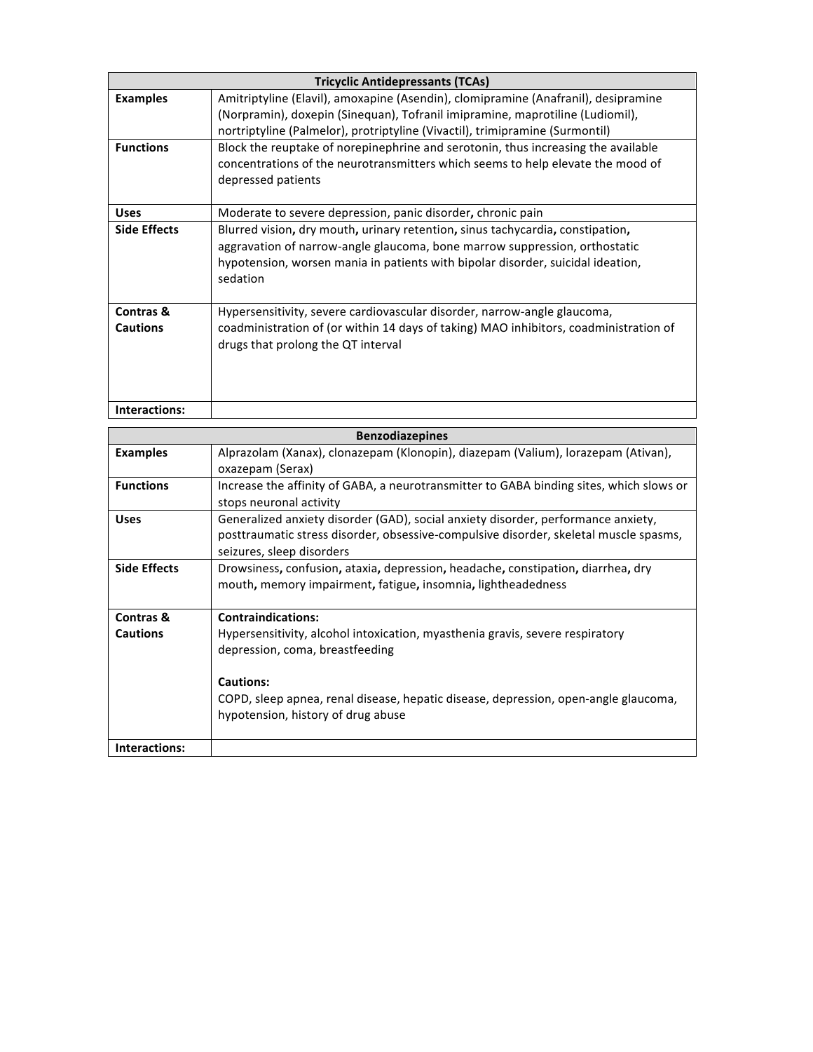| Tricyclic Antidepressants (TCAs) | |
|---|---|
| **Examples** | Amitriptyline (Elavil), amoxapine (Asendin), clomipramine (Anafranil), desipramine (Norpramin), doxepin (Sinequan), Tofranil imipramine, maprotiline (Ludiomil), nortriptyline (Palmelor), protriptyline (Vivactil), trimipramine (Surmontil) |
| **Functions** | Block the reuptake of norepinephrine and serotonin, thus increasing the available concentrations of the neurotransmitters which seems to help elevate the mood of depressed patients |
| **Uses** | Moderate to severe depression, panic disorder, chronic pain |
| **Side Effects** | Blurred vision, dry mouth, urinary retention, sinus tachycardia, constipation, aggravation of narrow-angle glaucoma, bone marrow suppression, orthostatic hypotension, worsen mania in patients with bipolar disorder, suicidal ideation, sedation |
| **Contras & Cautions** | Hypersensitivity, severe cardiovascular disorder, narrow-angle glaucoma, coadministration of (or within 14 days of taking) MAO inhibitors, coadministration of drugs that prolong the QT interval |
| **Interactions:** | |

| Benzodiazepines | |
|---|---|
| **Examples** | Alprazolam (Xanax), clonazepam (Klonopin), diazepam (Valium), lorazepam (Ativan), oxazepam (Serax) |
| **Functions** | Increase the affinity of GABA, a neurotransmitter to GABA binding sites, which slows or stops neuronal activity |
| **Uses** | Generalized anxiety disorder (GAD), social anxiety disorder, performance anxiety, posttraumatic stress disorder, obsessive-compulsive disorder, skeletal muscle spasms, seizures, sleep disorders |
| **Side Effects** | Drowsiness, confusion, ataxia, depression, headache, constipation, diarrhea, dry mouth, memory impairment, fatigue, insomnia, lightheadedness |
| **Contras & Cautions** | **Contraindications:** Hypersensitivity, alcohol intoxication, myasthenia gravis, severe respiratory depression, coma, breastfeeding<br><br>**Cautions:** COPD, sleep apnea, renal disease, hepatic disease, depression, open-angle glaucoma, hypotension, history of drug abuse |
| **Interactions:** | |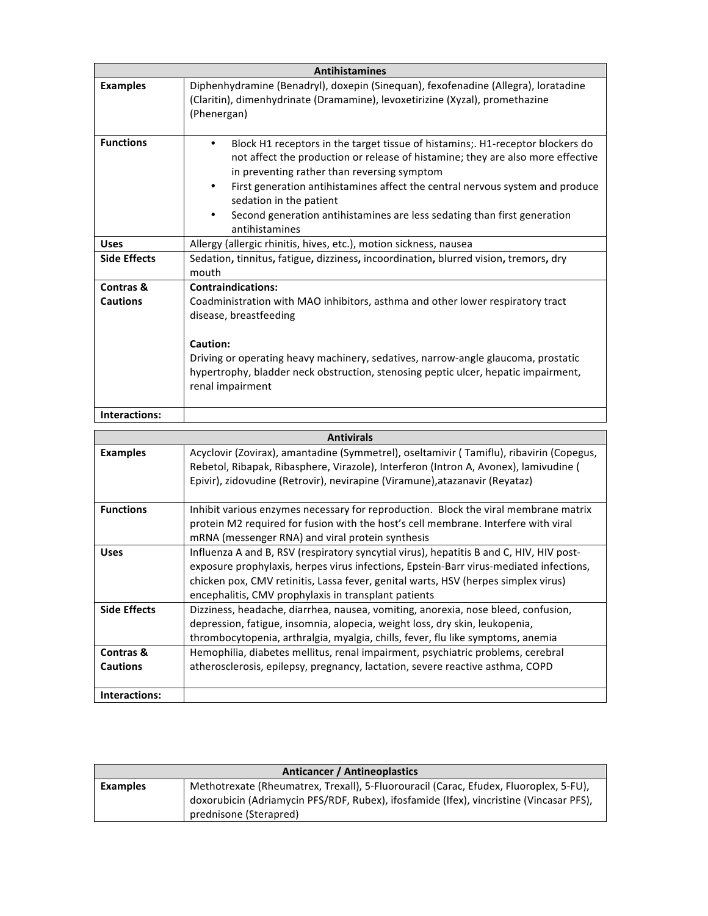| Antihistamines | |
|---|---|
| **Examples** | Diphenhydramine (Benadryl), doxepin (Sinequan), fexofenadine (Allegra), loratadine (Claritin), dimenhydrinate (Dramamine), levoxetirizine (Xyzal), promethazine (Phenergan) |
| **Functions** | • Block H1 receptors in the target tissue of histamins;. H1-receptor blockers do not affect the production or release of histamine; they are also more effective in preventing rather than reversing symptom<br>• First generation antihistamines affect the central nervous system and produce sedation in the patient<br>• Second generation antihistamines are less sedating than first generation antihistamines |
| **Uses** | Allergy (allergic rhinitis, hives, etc.), motion sickness, nausea |
| **Side Effects** | Sedation**,** tinnitus**,** fatigue**,** dizziness**,** incoordination**,** blurred vision**,** tremors**,** dry mouth |
| **Contras & Cautions** | **Contraindications:**<br>Coadministration with MAO inhibitors, asthma and other lower respiratory tract disease, breastfeeding<br><br>**Caution:**<br>Driving or operating heavy machinery, sedatives, narrow-angle glaucoma, prostatic hypertrophy, bladder neck obstruction, stenosing peptic ulcer, hepatic impairment, renal impairment |
| **Interactions:** | |

| Antivirals | |
|---|---|
| **Examples** | Acyclovir (Zovirax), amantadine (Symmetrel), oseltamivir ( Tamiflu), ribavirin (Copegus, Rebetol, Ribapak, Ribasphere, Virazole), Interferon (Intron A, Avonex), lamivudine ( Epivir), zidovudine (Retrovir), nevirapine (Viramune),atazanavir (Reyataz) |
| **Functions** | Inhibit various enzymes necessary for reproduction. Block the viral membrane matrix protein M2 required for fusion with the host's cell membrane. Interfere with viral mRNA (messenger RNA) and viral protein synthesis |
| **Uses** | Influenza A and B, RSV (respiratory syncytial virus), hepatitis B and C, HIV, HIV post-exposure prophylaxis, herpes virus infections, Epstein-Barr virus-mediated infections, chicken pox, CMV retinitis, Lassa fever, genital warts, HSV (herpes simplex virus) encephalitis, CMV prophylaxis in transplant patients |
| **Side Effects** | Dizziness, headache, diarrhea, nausea, vomiting, anorexia, nose bleed, confusion, depression, fatigue, insomnia, alopecia, weight loss, dry skin, leukopenia, thrombocytopenia, arthralgia, myalgia, chills, fever, flu like symptoms, anemia |
| **Contras & Cautions** | Hemophilia, diabetes mellitus, renal impairment, psychiatric problems, cerebral atherosclerosis, epilepsy, pregnancy, lactation, severe reactive asthma, COPD |
| **Interactions:** | |

| Anticancer / Antineoplastics | |
|---|---|
| **Examples** | Methotrexate (Rheumatrex, Trexall), 5-Fluorouracil (Carac, Efudex, Fluoroplex, 5-FU), doxorubicin (Adriamycin PFS/RDF, Rubex), ifosfamide (Ifex), vincristine (Vincasar PFS), prednisone (Sterapred) |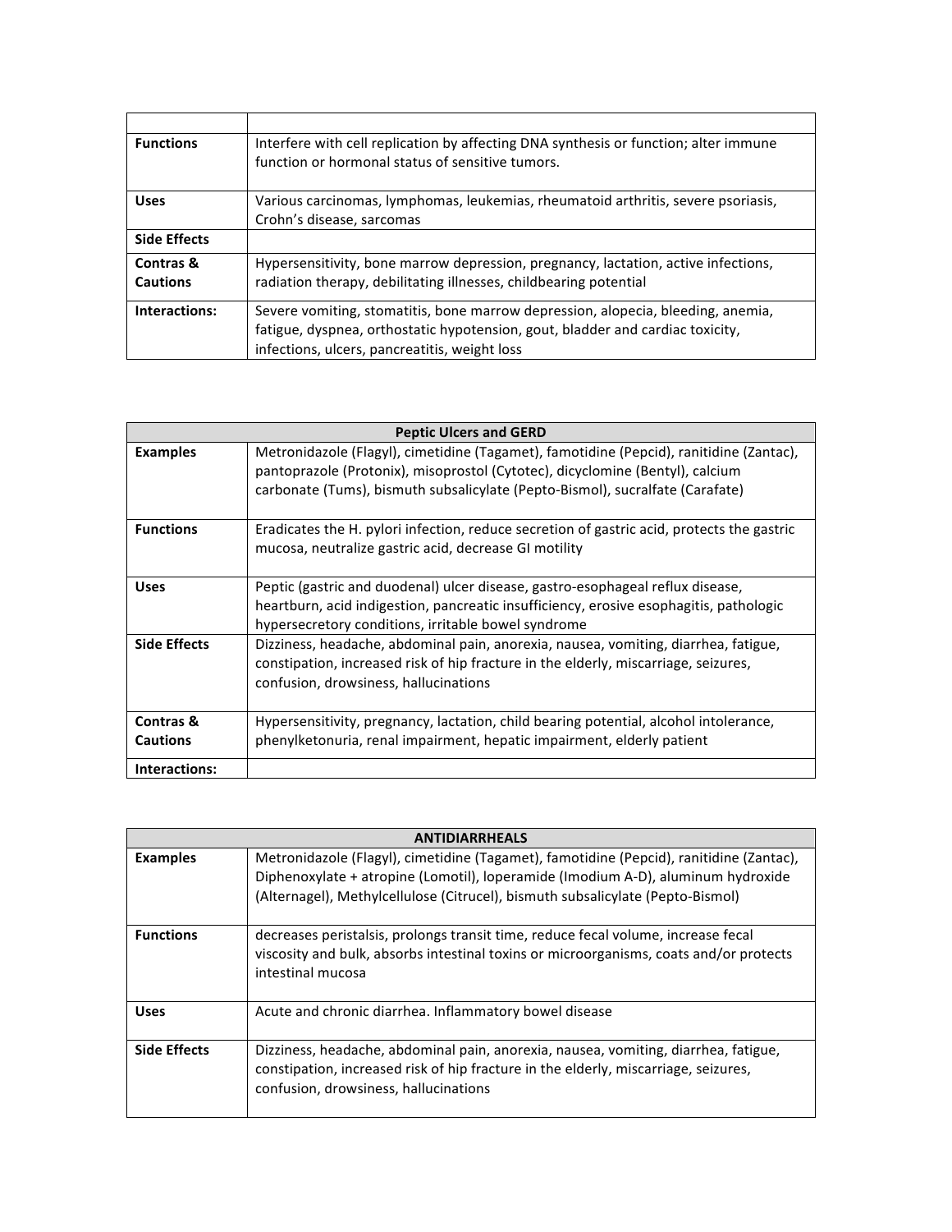| | |
|---|---|
| **Functions** | Interfere with cell replication by affecting DNA synthesis or function; alter immune function or hormonal status of sensitive tumors. |
| **Uses** | Various carcinomas, lymphomas, leukemias, rheumatoid arthritis, severe psoriasis, Crohn's disease, sarcomas |
| **Side Effects** | |
| **Contras & Cautions** | Hypersensitivity, bone marrow depression, pregnancy, lactation, active infections, radiation therapy, debilitating illnesses, childbearing potential |
| **Interactions:** | Severe vomiting, stomatitis, bone marrow depression, alopecia, bleeding, anemia, fatigue, dyspnea, orthostatic hypotension, gout, bladder and cardiac toxicity, infections, ulcers, pancreatitis, weight loss |

| **Peptic Ulcers and GERD** | |
|---|---|
| **Examples** | Metronidazole (Flagyl), cimetidine (Tagamet), famotidine (Pepcid), ranitidine (Zantac), pantoprazole (Protonix), misoprostol (Cytotec), dicyclomine (Bentyl), calcium carbonate (Tums), bismuth subsalicylate (Pepto-Bismol), sucralfate (Carafate) |
| **Functions** | Eradicates the H. pylori infection, reduce secretion of gastric acid, protects the gastric mucosa, neutralize gastric acid, decrease GI motility |
| **Uses** | Peptic (gastric and duodenal) ulcer disease, gastro-esophageal reflux disease, heartburn, acid indigestion, pancreatic insufficiency, erosive esophagitis, pathologic hypersecretory conditions, irritable bowel syndrome |
| **Side Effects** | Dizziness, headache, abdominal pain, anorexia, nausea, vomiting, diarrhea, fatigue, constipation, increased risk of hip fracture in the elderly, miscarriage, seizures, confusion, drowsiness, hallucinations |
| **Contras & Cautions** | Hypersensitivity, pregnancy, lactation, child bearing potential, alcohol intolerance, phenylketonuria, renal impairment, hepatic impairment, elderly patient |
| **Interactions:** | |

| **ANTIDIARRHEALS** | |
|---|---|
| **Examples** | Metronidazole (Flagyl), cimetidine (Tagamet), famotidine (Pepcid), ranitidine (Zantac), Diphenoxylate + atropine (Lomotil), loperamide (Imodium A-D), aluminum hydroxide (Alternagel), Methylcellulose (Citrucel), bismuth subsalicylate (Pepto-Bismol) |
| **Functions** | decreases peristalsis, prolongs transit time, reduce fecal volume, increase fecal viscosity and bulk, absorbs intestinal toxins or microorganisms, coats and/or protects intestinal mucosa |
| **Uses** | Acute and chronic diarrhea. Inflammatory bowel disease |
| **Side Effects** | Dizziness, headache, abdominal pain, anorexia, nausea, vomiting, diarrhea, fatigue, constipation, increased risk of hip fracture in the elderly, miscarriage, seizures, confusion, drowsiness, hallucinations |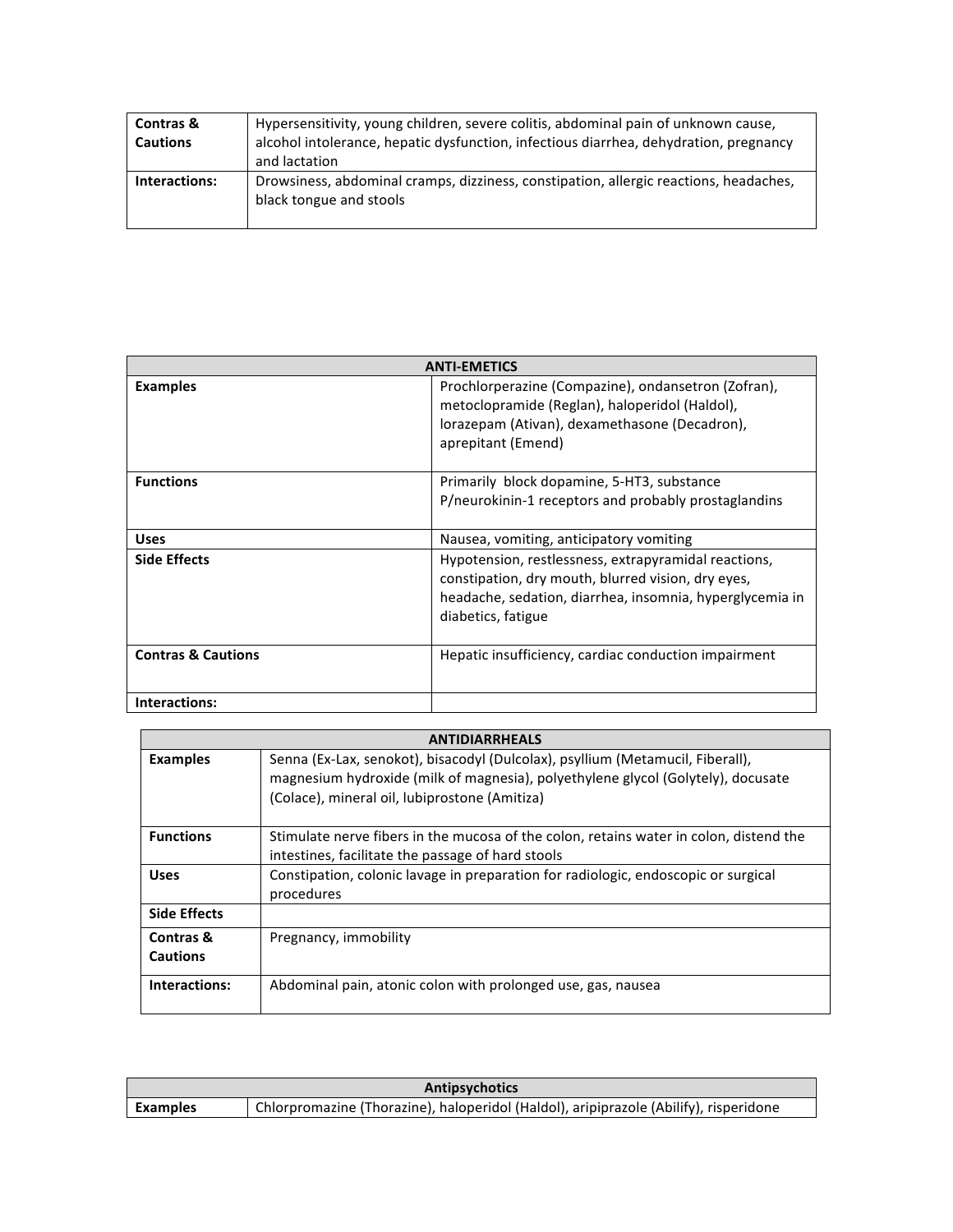| Contras & Cautions | Hypersensitivity, young children, severe colitis, abdominal pain of unknown cause, alcohol intolerance, hepatic dysfunction, infectious diarrhea, dehydration, pregnancy and lactation |
|---|---|
| Interactions: | Drowsiness, abdominal cramps, dizziness, constipation, allergic reactions, headaches, black tongue and stools |

| ANTI-EMETICS | |
|---|---|
| Examples | Prochlorperazine (Compazine), ondansetron (Zofran), metoclopramide (Reglan), haloperidol (Haldol), lorazepam (Ativan), dexamethasone (Decadron), aprepitant (Emend) |
| Functions | Primarily block dopamine, 5-HT3, substance P/neurokinin-1 receptors and probably prostaglandins |
| Uses | Nausea, vomiting, anticipatory vomiting |
| Side Effects | Hypotension, restlessness, extrapyramidal reactions, constipation, dry mouth, blurred vision, dry eyes, headache, sedation, diarrhea, insomnia, hyperglycemia in diabetics, fatigue |
| Contras & Cautions | Hepatic insufficiency, cardiac conduction impairment |
| Interactions: | |

| ANTIDIARRHEALS | |
|---|---|
| Examples | Senna (Ex-Lax, senokot), bisacodyl (Dulcolax), psyllium (Metamucil, Fiberall), magnesium hydroxide (milk of magnesia), polyethylene glycol (Golytely), docusate (Colace), mineral oil, lubiprostone (Amitiza) |
| Functions | Stimulate nerve fibers in the mucosa of the colon, retains water in colon, distend the intestines, facilitate the passage of hard stools |
| Uses | Constipation, colonic lavage in preparation for radiologic, endoscopic or surgical procedures |
| Side Effects | |
| Contras & Cautions | Pregnancy, immobility |
| Interactions: | Abdominal pain, atonic colon with prolonged use, gas, nausea |

| Antipsychotics | |
|---|---|
| Examples | Chlorpromazine (Thorazine), haloperidol (Haldol), aripiprazole (Abilify), risperidone |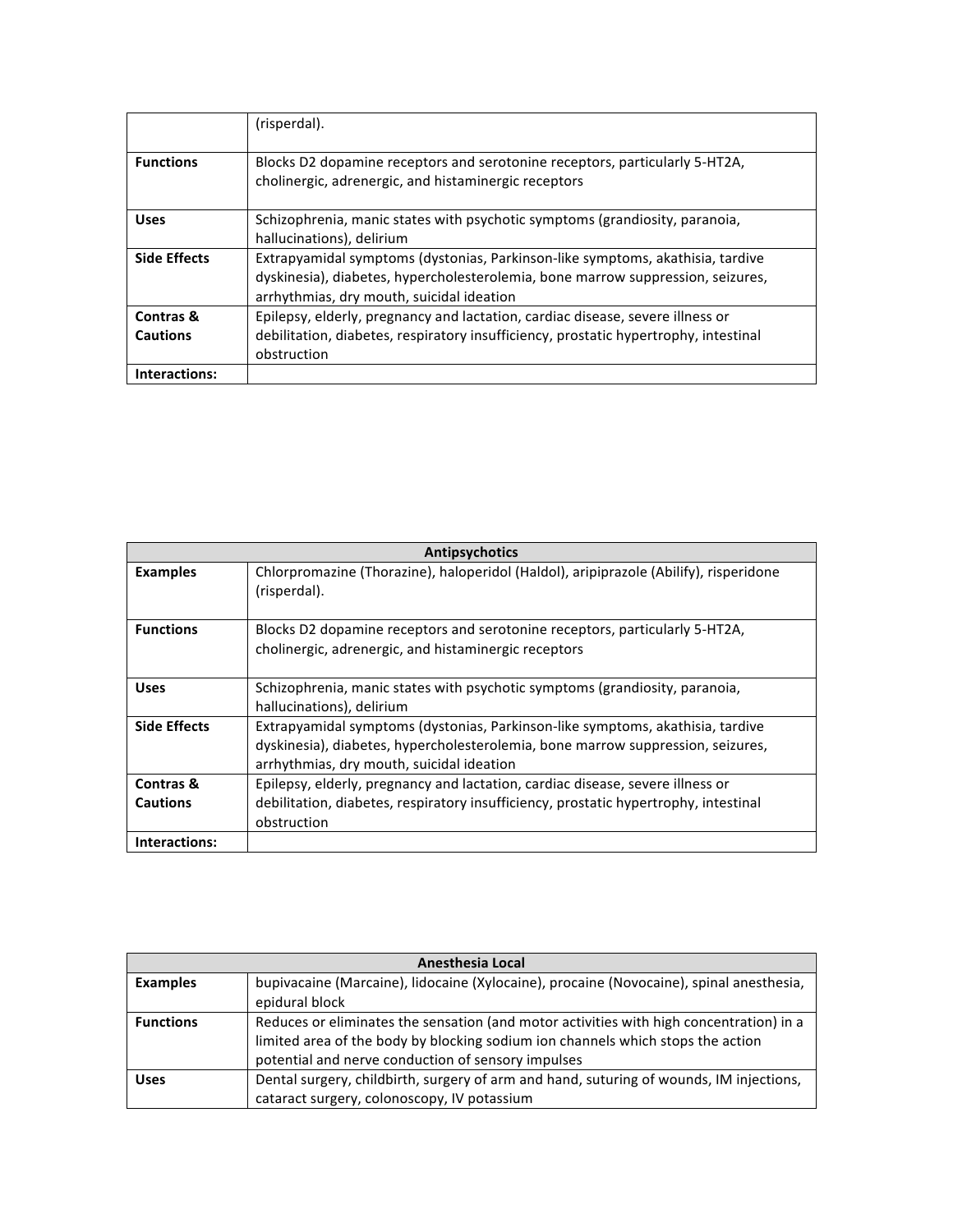| | (risperdal). |
|---|---|
| **Functions** | Blocks D2 dopamine receptors and serotonine receptors, particularly 5-HT2A, cholinergic, adrenergic, and histaminergic receptors |
| **Uses** | Schizophrenia, manic states with psychotic symptoms (grandiosity, paranoia, hallucinations), delirium |
| **Side Effects** | Extrapyamidal symptoms (dystonias, Parkinson-like symptoms, akathisia, tardive dyskinesia), diabetes, hypercholesterolemia, bone marrow suppression, seizures, arrhythmias, dry mouth, suicidal ideation |
| **Contras & Cautions** | Epilepsy, elderly, pregnancy and lactation, cardiac disease, severe illness or debilitation, diabetes, respiratory insufficiency, prostatic hypertrophy, intestinal obstruction |
| **Interactions:** | |

| **Antipsychotics** | |
|---|---|
| **Examples** | Chlorpromazine (Thorazine), haloperidol (Haldol), aripiprazole (Abilify), risperidone (risperdal). |
| **Functions** | Blocks D2 dopamine receptors and serotonine receptors, particularly 5-HT2A, cholinergic, adrenergic, and histaminergic receptors |
| **Uses** | Schizophrenia, manic states with psychotic symptoms (grandiosity, paranoia, hallucinations), delirium |
| **Side Effects** | Extrapyamidal symptoms (dystonias, Parkinson-like symptoms, akathisia, tardive dyskinesia), diabetes, hypercholesterolemia, bone marrow suppression, seizures, arrhythmias, dry mouth, suicidal ideation |
| **Contras & Cautions** | Epilepsy, elderly, pregnancy and lactation, cardiac disease, severe illness or debilitation, diabetes, respiratory insufficiency, prostatic hypertrophy, intestinal obstruction |
| **Interactions:** | |

| **Anesthesia Local** | |
|---|---|
| **Examples** | bupivacaine (Marcaine), lidocaine (Xylocaine), procaine (Novocaine), spinal anesthesia, epidural block |
| **Functions** | Reduces or eliminates the sensation (and motor activities with high concentration) in a limited area of the body by blocking sodium ion channels which stops the action potential and nerve conduction of sensory impulses |
| **Uses** | Dental surgery, childbirth, surgery of arm and hand, suturing of wounds, IM injections, cataract surgery, colonoscopy, IV potassium |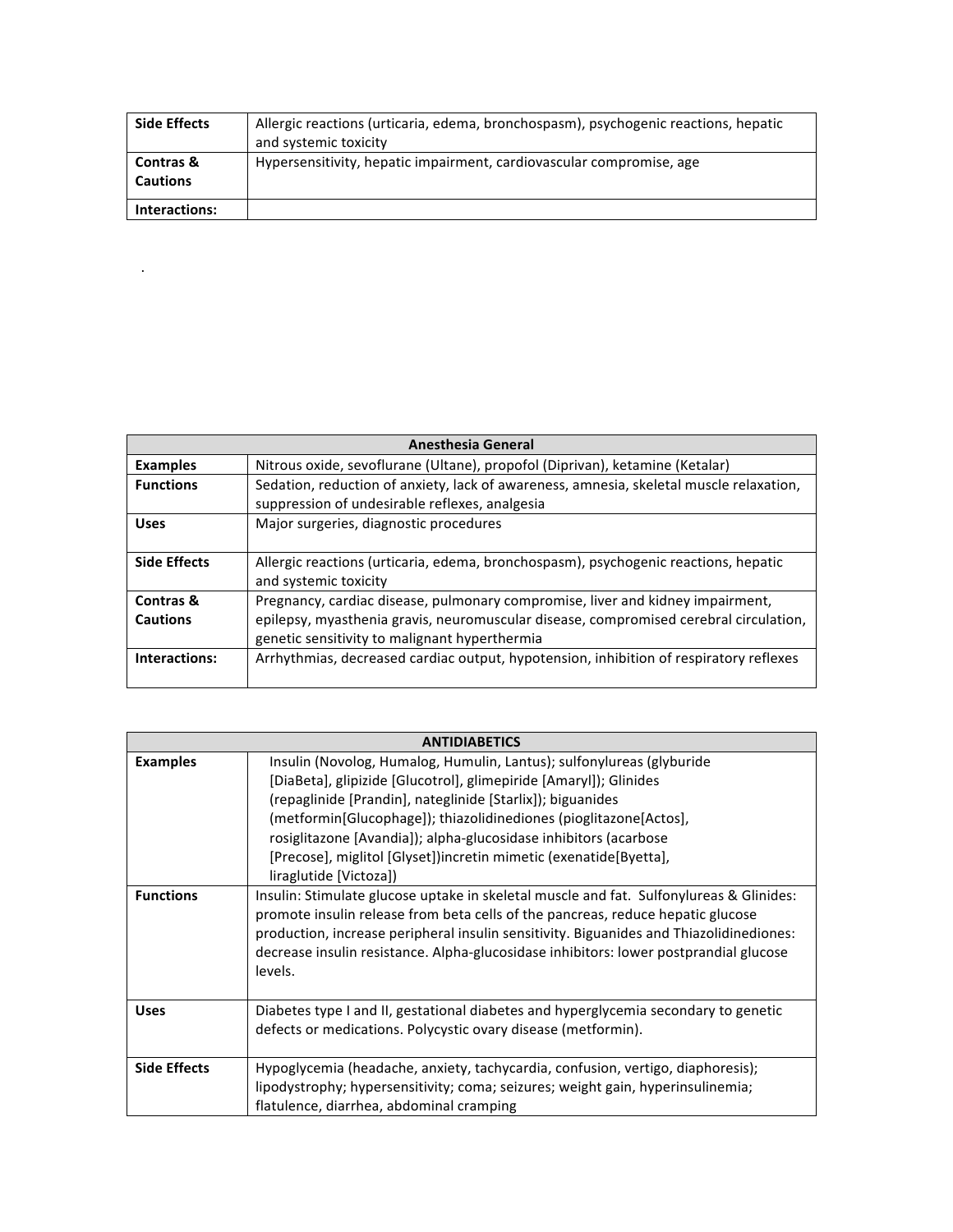| Side Effects | Allergic reactions (urticaria, edema, bronchospasm), psychogenic reactions, hepatic and systemic toxicity |
|---|---|
| Contras & Cautions | Hypersensitivity, hepatic impairment, cardiovascular compromise, age |
| Interactions: | |

.

| Anesthesia General | |
|---|---|
| Examples | Nitrous oxide, sevoflurane (Ultane), propofol (Diprivan), ketamine (Ketalar) |
| Functions | Sedation, reduction of anxiety, lack of awareness, amnesia, skeletal muscle relaxation, suppression of undesirable reflexes, analgesia |
| Uses | Major surgeries, diagnostic procedures |
| Side Effects | Allergic reactions (urticaria, edema, bronchospasm), psychogenic reactions, hepatic and systemic toxicity |
| Contras & Cautions | Pregnancy, cardiac disease, pulmonary compromise, liver and kidney impairment, epilepsy, myasthenia gravis, neuromuscular disease, compromised cerebral circulation, genetic sensitivity to malignant hyperthermia |
| Interactions: | Arrhythmias, decreased cardiac output, hypotension, inhibition of respiratory reflexes |

| ANTIDIABETICS | |
|---|---|
| Examples | Insulin (Novolog, Humalog, Humulin, Lantus); sulfonylureas (glyburide [DiaBeta], glipizide [Glucotrol], glimepiride [Amaryl]); Glinides (repaglinide [Prandin], nateglinide [Starlix]); biguanides (metformin[Glucophage]); thiazolidinediones (pioglitazone[Actos], rosiglitazone [Avandia]); alpha-glucosidase inhibitors (acarbose [Precose], miglitol [Glyset])incretin mimetic (exenatide[Byetta], liraglutide [Victoza]) |
| Functions | Insulin: Stimulate glucose uptake in skeletal muscle and fat. Sulfonylureas & Glinides: promote insulin release from beta cells of the pancreas, reduce hepatic glucose production, increase peripheral insulin sensitivity. Biguanides and Thiazolidinediones: decrease insulin resistance. Alpha-glucosidase inhibitors: lower postprandial glucose levels. |
| Uses | Diabetes type I and II, gestational diabetes and hyperglycemia secondary to genetic defects or medications. Polycystic ovary disease (metformin). |
| Side Effects | Hypoglycemia (headache, anxiety, tachycardia, confusion, vertigo, diaphoresis); lipodystrophy; hypersensitivity; coma; seizures; weight gain, hyperinsulinemia; flatulence, diarrhea, abdominal cramping |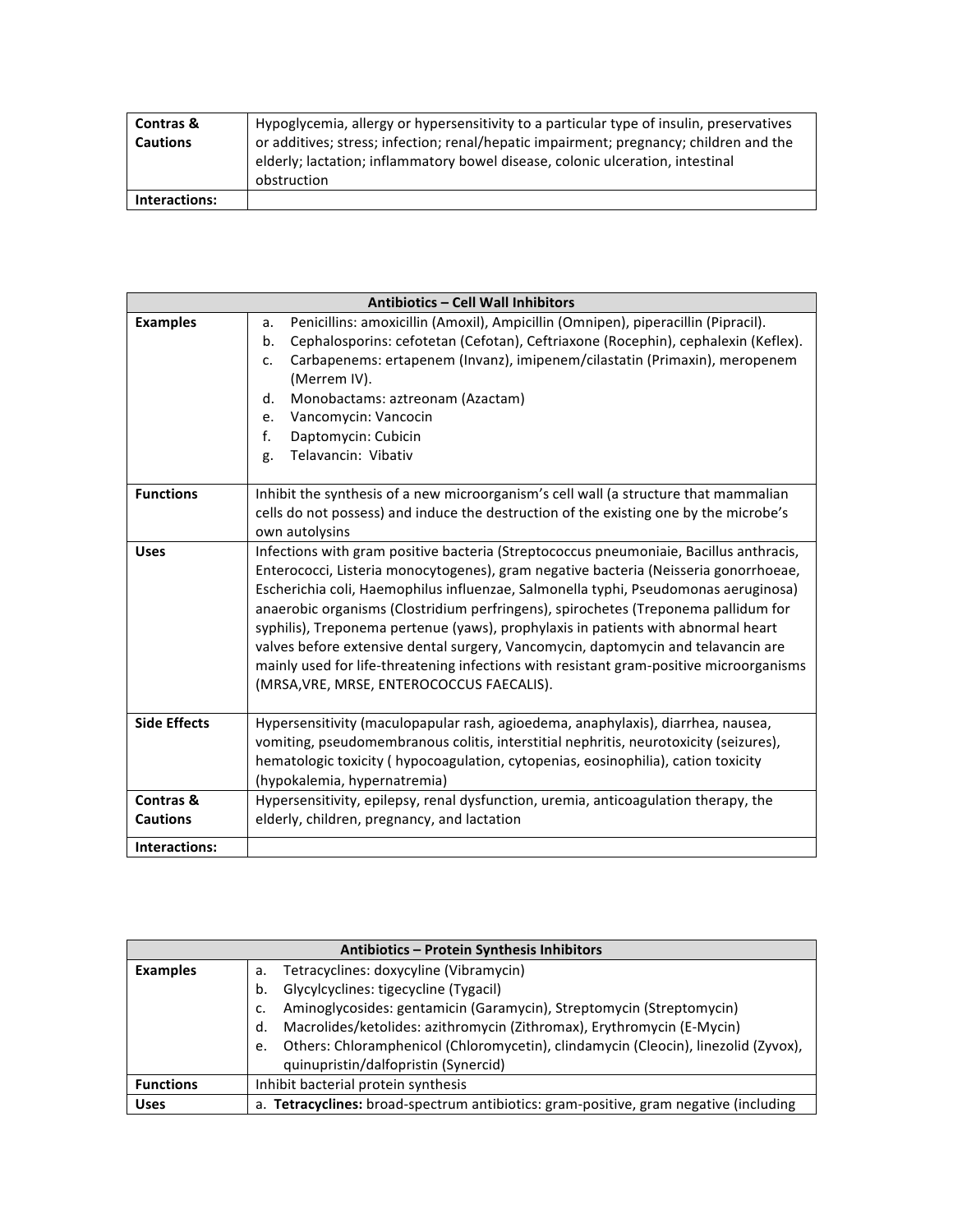| | |
|---|---|
| **Contras & Cautions** | Hypoglycemia, allergy or hypersensitivity to a particular type of insulin, preservatives or additives; stress; infection; renal/hepatic impairment; pregnancy; children and the elderly; lactation; inflammatory bowel disease, colonic ulceration, intestinal obstruction |
| **Interactions:** | |

| **Antibiotics – Cell Wall Inhibitors** | |
|---|---|
| **Examples** | a. Penicillins: amoxicillin (Amoxil), Ampicillin (Omnipen), piperacillin (Pipracil).<br>b. Cephalosporins: cefotetan (Cefotan), Ceftriaxone (Rocephin), cephalexin (Keflex).<br>c. Carbapenems: ertapenem (Invanz), imipenem/cilastatin (Primaxin), meropenem (Merrem IV).<br>d. Monobactams: aztreonam (Azactam)<br>e. Vancomycin: Vancocin<br>f. Daptomycin: Cubicin<br>g. Telavancin: Vibativ |
| **Functions** | Inhibit the synthesis of a new microorganism's cell wall (a structure that mammalian cells do not possess) and induce the destruction of the existing one by the microbe's own autolysins |
| **Uses** | Infections with gram positive bacteria (Streptococcus pneumoniaie, Bacillus anthracis, Enterococci, Listeria monocytogenes), gram negative bacteria (Neisseria gonorrhoeae, Escherichia coli, Haemophilus influenzae, Salmonella typhi, Pseudomonas aeruginosa) anaerobic organisms (Clostridium perfringens), spirochetes (Treponema pallidum for syphilis), Treponema pertenue (yaws), prophylaxis in patients with abnormal heart valves before extensive dental surgery, Vancomycin, daptomycin and telavancin are mainly used for life-threatening infections with resistant gram-positive microorganisms (MRSA,VRE, MRSE, ENTEROCOCCUS FAECALIS). |
| **Side Effects** | Hypersensitivity (maculopapular rash, agioedema, anaphylaxis), diarrhea, nausea, vomiting, pseudomembranous colitis, interstitial nephritis, neurotoxicity (seizures), hematologic toxicity ( hypocoagulation, cytopenias, eosinophilia), cation toxicity (hypokalemia, hypernatremia) |
| **Contras & Cautions** | Hypersensitivity, epilepsy, renal dysfunction, uremia, anticoagulation therapy, the elderly, children, pregnancy, and lactation |
| **Interactions:** | |

| **Antibiotics – Protein Synthesis Inhibitors** | |
|---|---|
| **Examples** | a. Tetracyclines: doxycyline (Vibramycin)<br>b. Glycylcyclines: tigecycline (Tygacil)<br>c. Aminoglycosides: gentamicin (Garamycin), Streptomycin (Streptomycin)<br>d. Macrolides/ketolides: azithromycin (Zithromax), Erythromycin (E-Mycin)<br>e. Others: Chloramphenicol (Chloromycetin), clindamycin (Cleocin), linezolid (Zyvox), quinupristin/dalfopristin (Synercid) |
| **Functions** | Inhibit bacterial protein synthesis |
| **Uses** | a. **Tetracyclines:** broad-spectrum antibiotics: gram-positive, gram negative (including |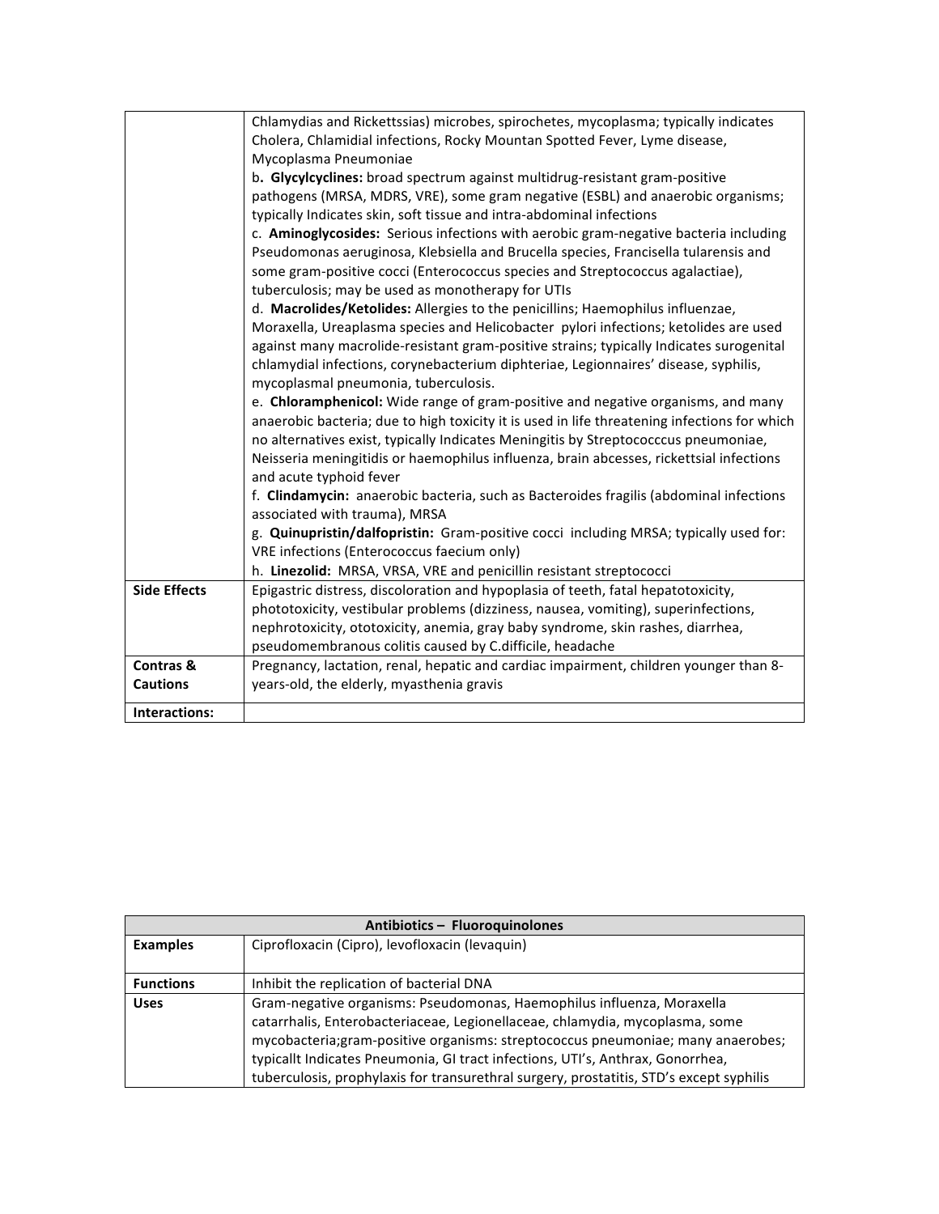| | |
|---|---|
| | Chlamydias and Rickettssias) microbes, spirochetes, mycoplasma; typically indicates Cholera, Chlamidial infections, Rocky Mountan Spotted Fever, Lyme disease, Mycoplasma Pneumoniae<br>b**. Glycylcyclines:** broad spectrum against multidrug-resistant gram-positive pathogens (MRSA, MDRS, VRE), some gram negative (ESBL) and anaerobic organisms; typically Indicates skin, soft tissue and intra-abdominal infections<br>c. **Aminoglycosides:** Serious infections with aerobic gram-negative bacteria including Pseudomonas aeruginosa, Klebsiella and Brucella species, Francisella tularensis and some gram-positive cocci (Enterococcus species and Streptococcus agalactiae), tuberculosis; may be used as monotherapy for UTIs<br>d. **Macrolides/Ketolides:** Allergies to the penicillins; Haemophilus influenzae, Moraxella, Ureaplasma species and Helicobacter pylori infections; ketolides are used against many macrolide-resistant gram-positive strains; typically Indicates surogenital chlamydial infections, corynebacterium diphteriae, Legionnaires' disease, syphilis, mycoplasmal pneumonia, tuberculosis.<br>e. **Chloramphenicol:** Wide range of gram-positive and negative organisms, and many anaerobic bacteria; due to high toxicity it is used in life threatening infections for which no alternatives exist, typically Indicates Meningitis by Streptocccus pneumoniae, Neisseria meningitidis or haemophilus influenza, brain abcesses, rickettsial infections and acute typhoid fever<br>f. **Clindamycin:** anaerobic bacteria, such as Bacteroides fragilis (abdominal infections associated with trauma), MRSA<br>g. **Quinupristin/dalfopristin:** Gram-positive cocci including MRSA; typically used for: VRE infections (Enterococcus faecium only)<br>h. **Linezolid:** MRSA, VRSA, VRE and penicillin resistant streptococci |
| **Side Effects** | Epigastric distress, discoloration and hypoplasia of teeth, fatal hepatotoxicity, phototoxicity, vestibular problems (dizziness, nausea, vomiting), superinfections, nephrotoxicity, ototoxicity, anemia, gray baby syndrome, skin rashes, diarrhea, pseudomembranous colitis caused by C.difficile, headache |
| **Contras & Cautions** | Pregnancy, lactation, renal, hepatic and cardiac impairment, children younger than 8-years-old, the elderly, myasthenia gravis |
| **Interactions:** | |

| **Antibiotics – Fluoroquinolones** | |
|---|---|
| **Examples** | Ciprofloxacin (Cipro), levofloxacin (levaquin) |
| **Functions** | Inhibit the replication of bacterial DNA |
| **Uses** | Gram-negative organisms: Pseudomonas, Haemophilus influenza, Moraxella catarrhalis, Enterobacteriaceae, Legionellaceae, chlamydia, mycoplasma, some mycobacteria;gram-positive organisms: streptococcus pneumoniae; many anaerobes; typicallt Indicates Pneumonia, GI tract infections, UTI's, Anthrax, Gonorrhea, tuberculosis, prophylaxis for transurethral surgery, prostatitis, STD's except syphilis |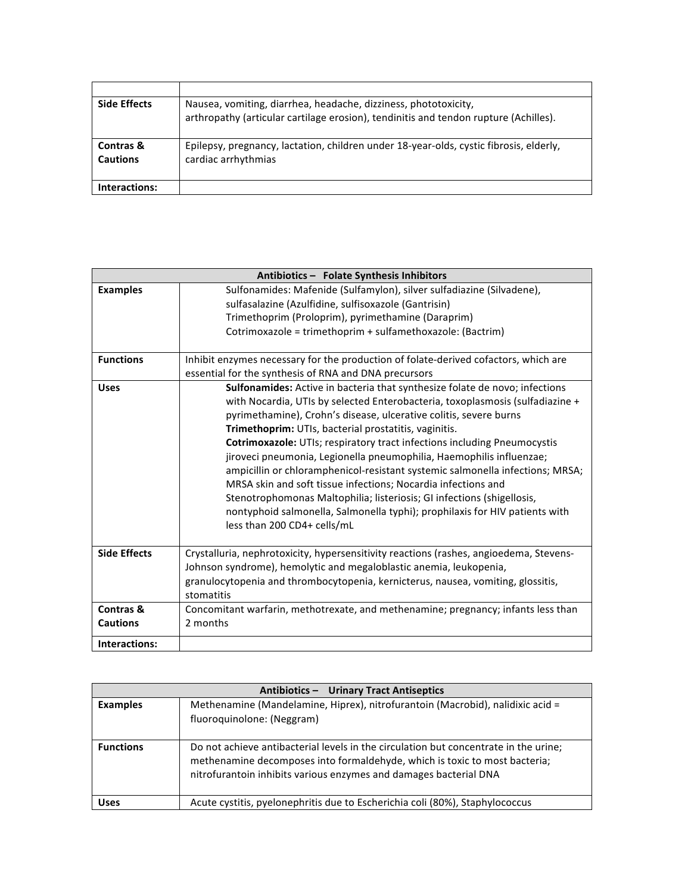| | |
|---|---|
| **Side Effects** | Nausea, vomiting, diarrhea, headache, dizziness, phototoxicity, arthropathy (articular cartilage erosion), tendinitis and tendon rupture (Achilles). |
| **Contras & Cautions** | Epilepsy, pregnancy, lactation, children under 18-year-olds, cystic fibrosis, elderly, cardiac arrhythmias |
| **Interactions:** | |

| **Antibiotics – Folate Synthesis Inhibitors** | |
|---|---|
| **Examples** | Sulfonamides: Mafenide (Sulfamylon), silver sulfadiazine (Silvadene), sulfasalazine (Azulfidine, sulfisoxazole (Gantrisin)<br>Trimethoprim (Proloprim), pyrimethamine (Daraprim)<br>Cotrimoxazole = trimethoprim + sulfamethoxazole: (Bactrim) |
| **Functions** | Inhibit enzymes necessary for the production of folate-derived cofactors, which are essential for the synthesis of RNA and DNA precursors |
| **Uses** | **Sulfonamides:** Active in bacteria that synthesize folate de novo; infections with Nocardia, UTIs by selected Enterobacteria, toxoplasmosis (sulfadiazine + pyrimethamine), Crohn's disease, ulcerative colitis, severe burns<br>**Trimethoprim:** UTIs, bacterial prostatitis, vaginitis.<br>**Cotrimoxazole:** UTIs; respiratory tract infections including Pneumocystis jiroveci pneumonia, Legionella pneumophilia, Haemophilis influenzae; ampicillin or chloramphenicol-resistant systemic salmonella infections; MRSA; MRSA skin and soft tissue infections; Nocardia infections and Stenotrophomonas Maltophilia; listeriosis; GI infections (shigellosis, nontyphoid salmonella, Salmonella typhi); prophilaxis for HIV patients with less than 200 CD4+ cells/mL |
| **Side Effects** | Crystalluria, nephrotoxicity, hypersensitivity reactions (rashes, angioedema, Stevens-Johnson syndrome), hemolytic and megaloblastic anemia, leukopenia, granulocytopenia and thrombocytopenia, kernicterus, nausea, vomiting, glossitis, stomatitis |
| **Contras & Cautions** | Concomitant warfarin, methotrexate, and methenamine; pregnancy; infants less than 2 months |
| **Interactions:** | |

| **Antibiotics – Urinary Tract Antiseptics** | |
|---|---|
| **Examples** | Methenamine (Mandelamine, Hiprex), nitrofurantoin (Macrobid), nalidixic acid = fluoroquinolone: (Neggram) |
| **Functions** | Do not achieve antibacterial levels in the circulation but concentrate in the urine; methenamine decomposes into formaldehyde, which is toxic to most bacteria; nitrofurantoin inhibits various enzymes and damages bacterial DNA |
| **Uses** | Acute cystitis, pyelonephritis due to Escherichia coli (80%), Staphylococcus |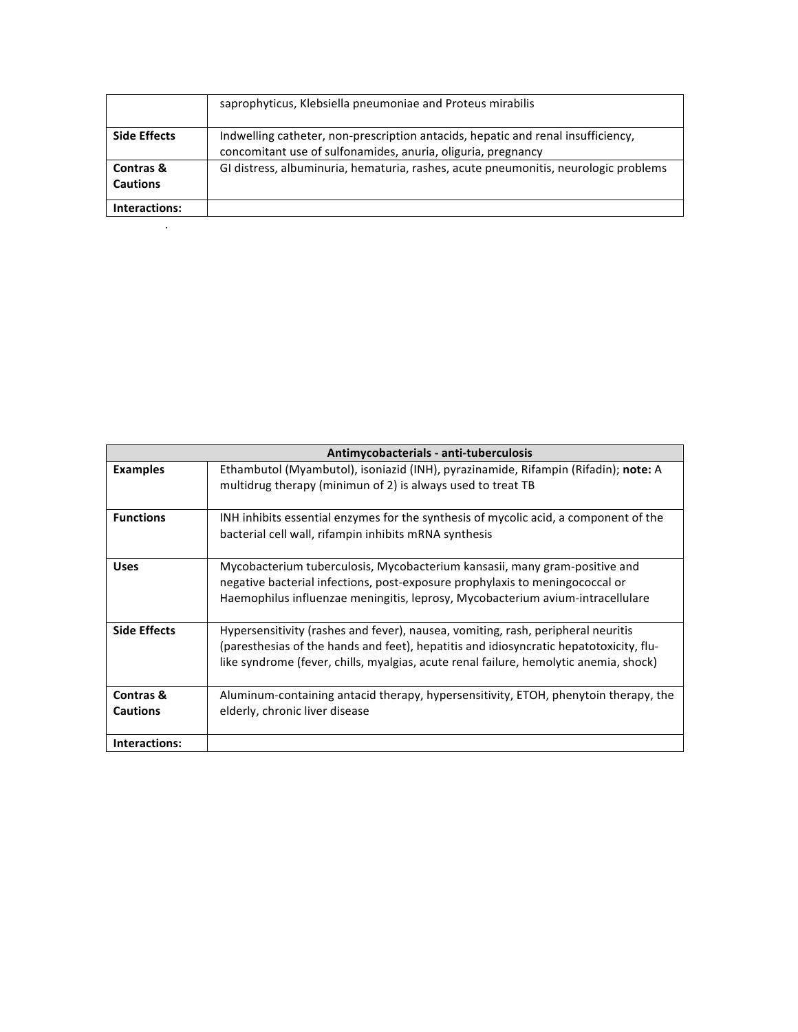| | |
|---|---|
| | saprophyticus, Klebsiella pneumoniae and Proteus mirabilis |
| **Side Effects** | Indwelling catheter, non-prescription antacids, hepatic and renal insufficiency, concomitant use of sulfonamides, anuria, oliguria, pregnancy |
| **Contras & Cautions** | GI distress, albuminuria, hematuria, rashes, acute pneumonitis, neurologic problems |
| **Interactions:** | |

.

| **Antimycobacterials - anti-tuberculosis** | |
|---|---|
| **Examples** | Ethambutol (Myambutol), isoniazid (INH), pyrazinamide, Rifampin (Rifadin); **note:** A multidrug therapy (minimun of 2) is always used to treat TB |
| **Functions** | INH inhibits essential enzymes for the synthesis of mycolic acid, a component of the bacterial cell wall, rifampin inhibits mRNA synthesis |
| **Uses** | Mycobacterium tuberculosis, Mycobacterium kansasii, many gram-positive and negative bacterial infections, post-exposure prophylaxis to meningococcal or Haemophilus influenzae meningitis, leprosy, Mycobacterium avium-intracellulare |
| **Side Effects** | Hypersensitivity (rashes and fever), nausea, vomiting, rash, peripheral neuritis (paresthesias of the hands and feet), hepatitis and idiosyncratic hepatotoxicity, flu-like syndrome (fever, chills, myalgias, acute renal failure, hemolytic anemia, shock) |
| **Contras & Cautions** | Aluminum-containing antacid therapy, hypersensitivity, ETOH, phenytoin therapy, the elderly, chronic liver disease |
| **Interactions:** | |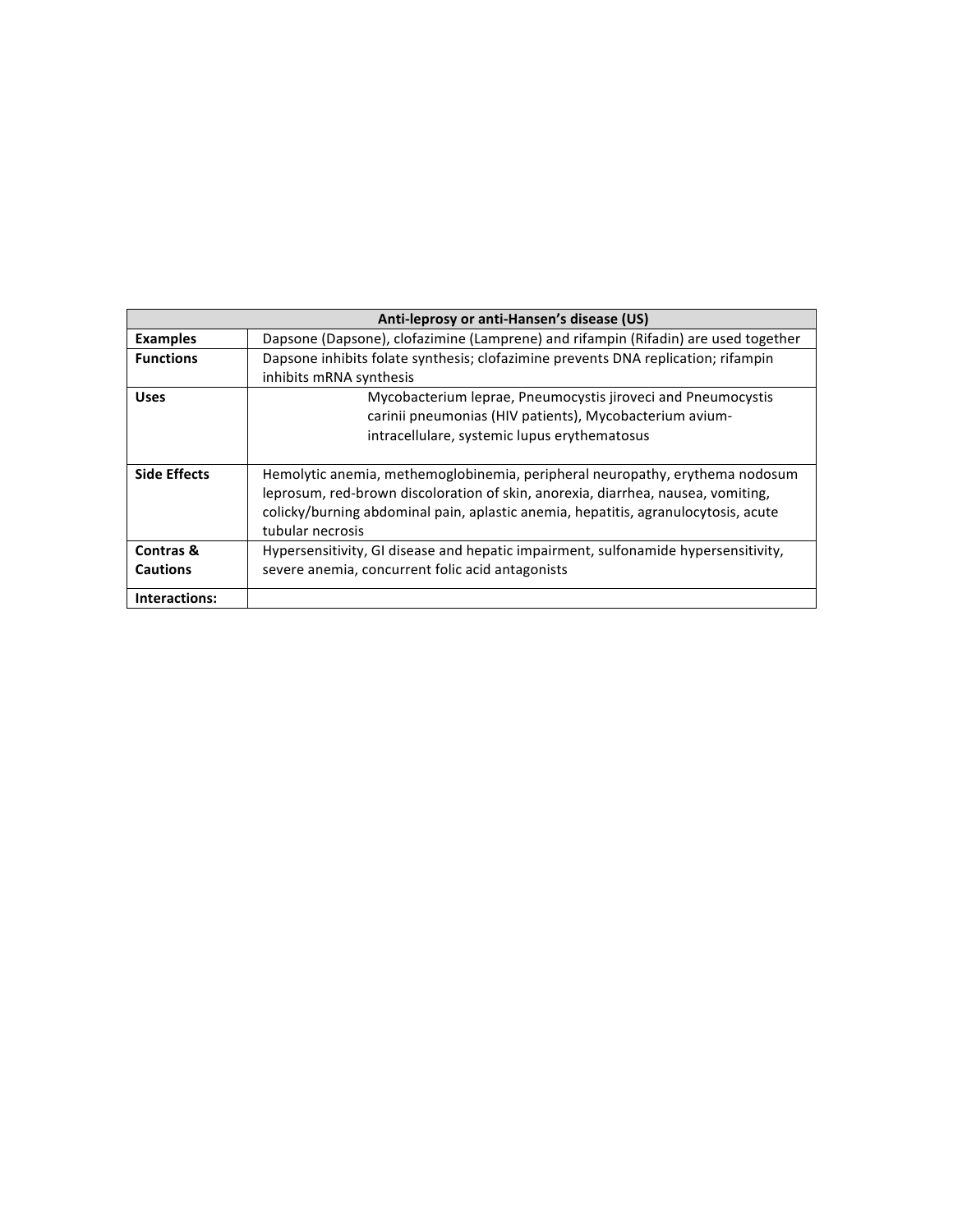| Anti-leprosy or anti-Hansen's disease (US) | |
|---|---|
| **Examples** | Dapsone (Dapsone), clofazimine (Lamprene) and rifampin (Rifadin) are used together |
| **Functions** | Dapsone inhibits folate synthesis; clofazimine prevents DNA replication; rifampin inhibits mRNA synthesis |
| **Uses** | Mycobacterium leprae, Pneumocystis jiroveci and Pneumocystis carinii pneumonias (HIV patients), Mycobacterium avium-intracellulare, systemic lupus erythematosus |
| **Side Effects** | Hemolytic anemia, methemoglobinemia, peripheral neuropathy, erythema nodosum leprosum, red-brown discoloration of skin, anorexia, diarrhea, nausea, vomiting, colicky/burning abdominal pain, aplastic anemia, hepatitis, agranulocytosis, acute tubular necrosis |
| **Contras & Cautions** | Hypersensitivity, GI disease and hepatic impairment, sulfonamide hypersensitivity, severe anemia, concurrent folic acid antagonists |
| **Interactions:** | |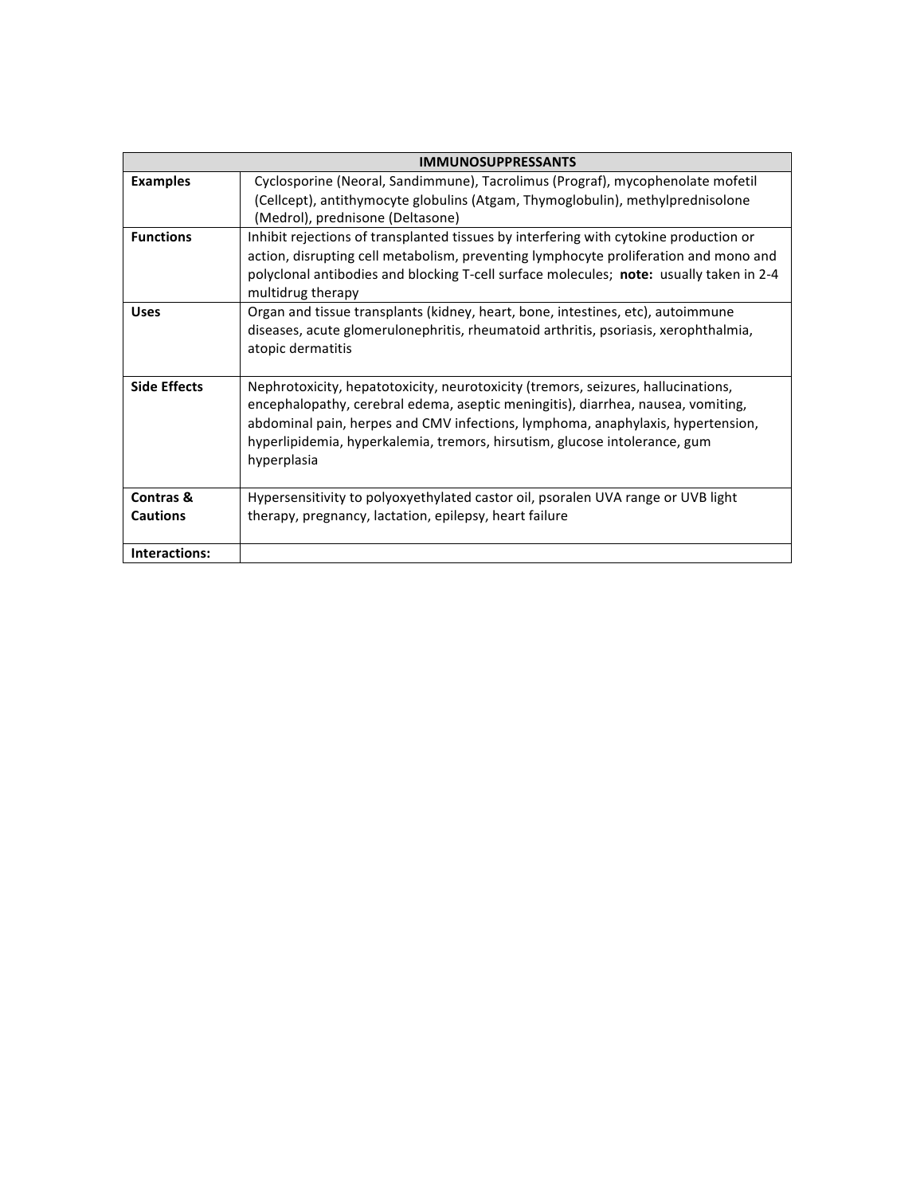| IMMUNOSUPPRESSANTS | |
|---|---|
| **Examples** | Cyclosporine (Neoral, Sandimmune), Tacrolimus (Prograf), mycophenolate mofetil (Cellcept), antithymocyte globulins (Atgam, Thymoglobulin), methylprednisolone (Medrol), prednisone (Deltasone) |
| **Functions** | Inhibit rejections of transplanted tissues by interfering with cytokine production or action, disrupting cell metabolism, preventing lymphocyte proliferation and mono and polyclonal antibodies and blocking T-cell surface molecules; **note:** usually taken in 2-4 multidrug therapy |
| **Uses** | Organ and tissue transplants (kidney, heart, bone, intestines, etc), autoimmune diseases, acute glomerulonephritis, rheumatoid arthritis, psoriasis, xerophthalmia, atopic dermatitis |
| **Side Effects** | Nephrotoxicity, hepatotoxicity, neurotoxicity (tremors, seizures, hallucinations, encephalopathy, cerebral edema, aseptic meningitis), diarrhea, nausea, vomiting, abdominal pain, herpes and CMV infections, lymphoma, anaphylaxis, hypertension, hyperlipidemia, hyperkalemia, tremors, hirsutism, glucose intolerance, gum hyperplasia |
| **Contras & Cautions** | Hypersensitivity to polyoxyethylated castor oil, psoralen UVA range or UVB light therapy, pregnancy, lactation, epilepsy, heart failure |
| **Interactions:** | |